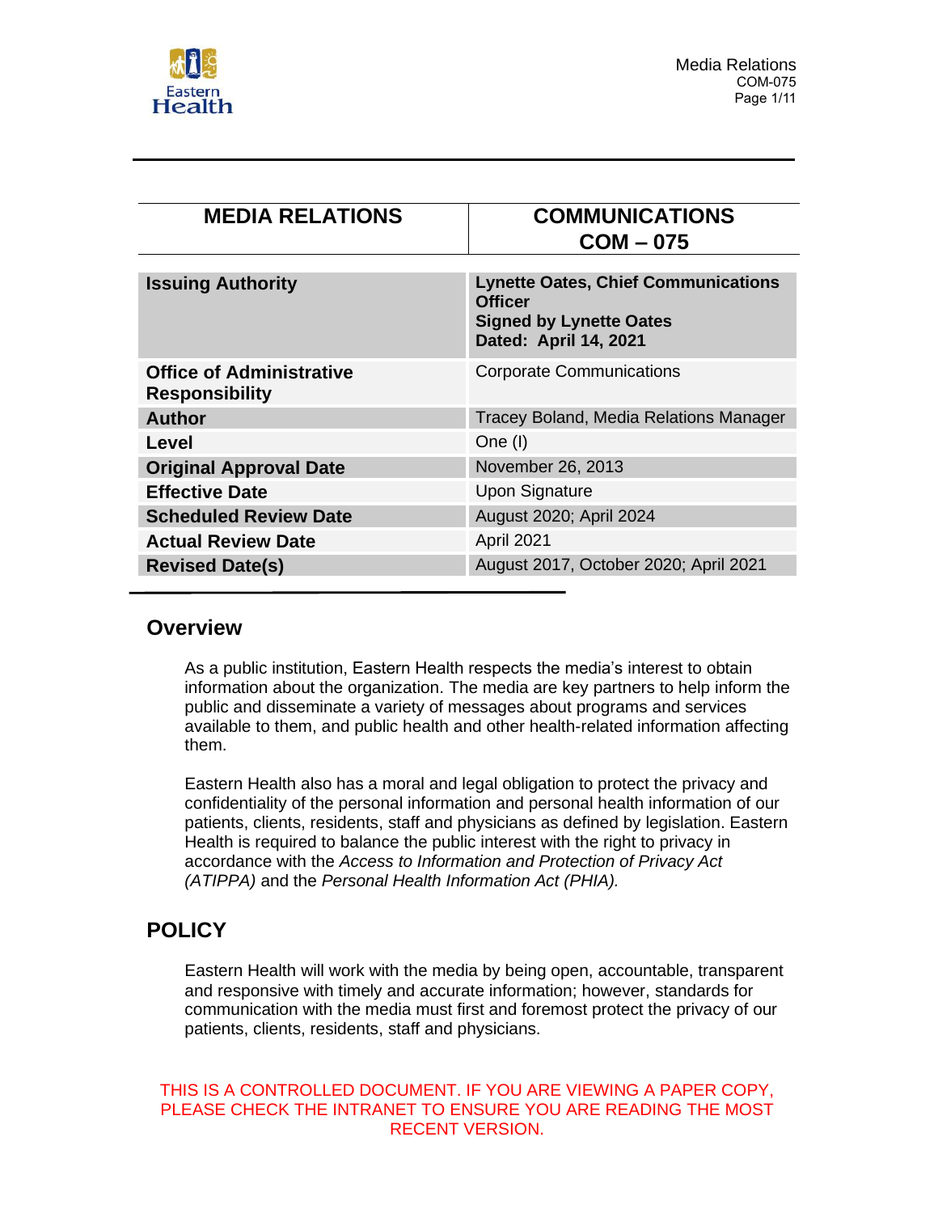| MEDIA RELATIONS | COMMUNICATIONS COM – 075 |
|---|---|
| **Issuing Authority** | **Lynette Oates, Chief Communications Officer Signed by Lynette Oates Dated: April 14, 2021** |
| **Office of Administrative Responsibility** | Corporate Communications |
| **Author** | Tracey Boland, Media Relations Manager |
| **Level** | One (I) |
| **Original Approval Date** | November 26, 2013 |
| **Effective Date** | Upon Signature |
| **Scheduled Review Date** | August 2020; April 2024 |
| **Actual Review Date** | April 2021 |
| **Revised Date(s)** | August 2017, October 2020; April 2021 |

## Overview

As a public institution, Eastern Health respects the media's interest to obtain information about the organization. The media are key partners to help inform the public and disseminate a variety of messages about programs and services available to them, and public health and other health-related information affecting them.

Eastern Health also has a moral and legal obligation to protect the privacy and confidentiality of the personal information and personal health information of our patients, clients, residents, staff and physicians as defined by legislation. Eastern Health is required to balance the public interest with the right to privacy in accordance with the *Access to Information and Protection of Privacy Act (ATIPPA)* and the *Personal Health Information Act (PHIA).*

## POLICY

Eastern Health will work with the media by being open, accountable, transparent and responsive with timely and accurate information; however, standards for communication with the media must first and foremost protect the privacy of our patients, clients, residents, staff and physicians.

THIS IS A CONTROLLED DOCUMENT. IF YOU ARE VIEWING A PAPER COPY, PLEASE CHECK THE INTRANET TO ENSURE YOU ARE READING THE MOST RECENT VERSION.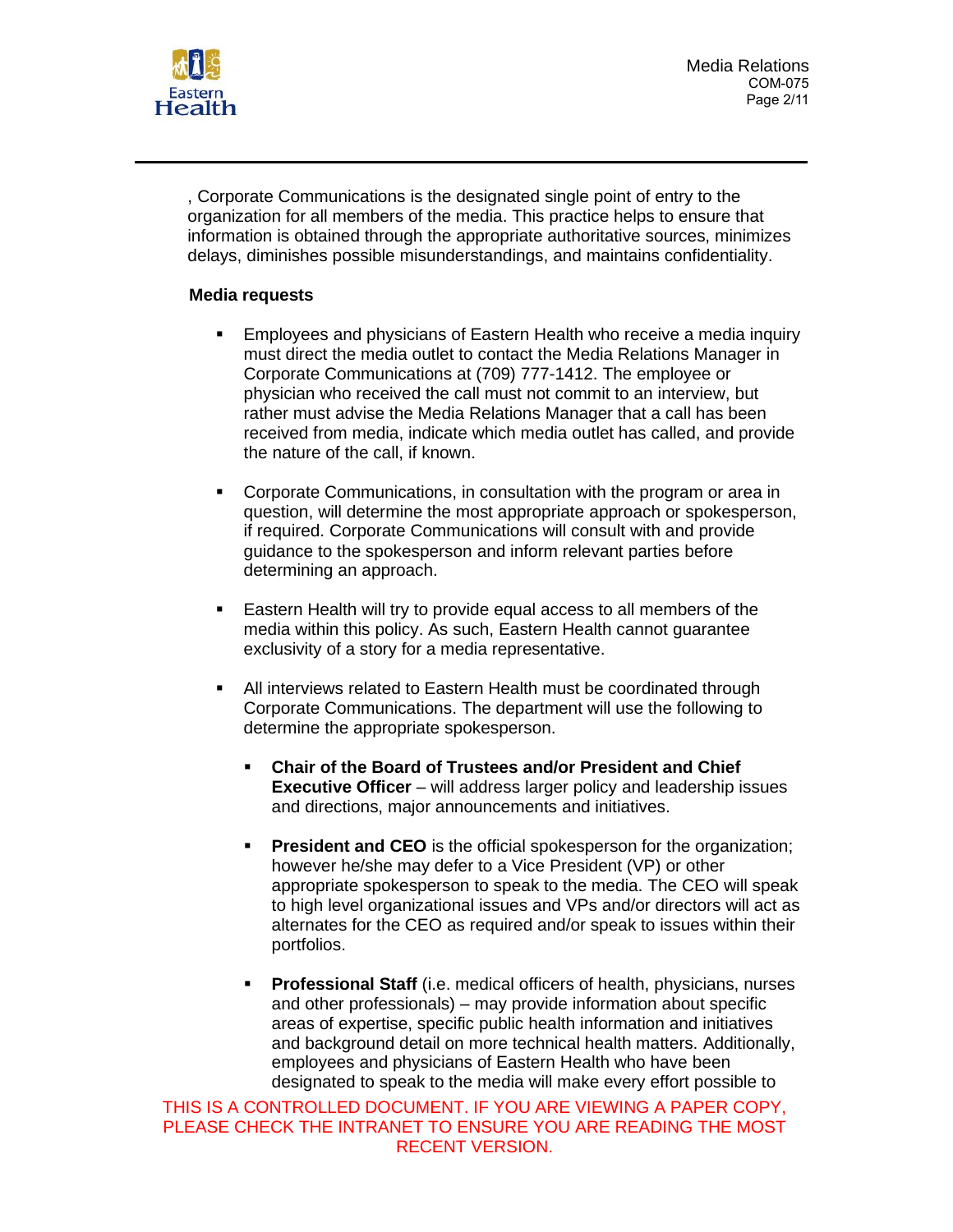, Corporate Communications is the designated single point of entry to the organization for all members of the media. This practice helps to ensure that information is obtained through the appropriate authoritative sources, minimizes delays, diminishes possible misunderstandings, and maintains confidentiality.

**Media requests**

- Employees and physicians of Eastern Health who receive a media inquiry must direct the media outlet to contact the Media Relations Manager in Corporate Communications at (709) 777-1412. The employee or physician who received the call must not commit to an interview, but rather must advise the Media Relations Manager that a call has been received from media, indicate which media outlet has called, and provide the nature of the call, if known.

- Corporate Communications, in consultation with the program or area in question, will determine the most appropriate approach or spokesperson, if required. Corporate Communications will consult with and provide guidance to the spokesperson and inform relevant parties before determining an approach.

- Eastern Health will try to provide equal access to all members of the media within this policy. As such, Eastern Health cannot guarantee exclusivity of a story for a media representative.

- All interviews related to Eastern Health must be coordinated through Corporate Communications. The department will use the following to determine the appropriate spokesperson.

  - **Chair of the Board of Trustees and/or President and Chief Executive Officer** – will address larger policy and leadership issues and directions, major announcements and initiatives.

  - **President and CEO** is the official spokesperson for the organization; however he/she may defer to a Vice President (VP) or other appropriate spokesperson to speak to the media. The CEO will speak to high level organizational issues and VPs and/or directors will act as alternates for the CEO as required and/or speak to issues within their portfolios.

  - **Professional Staff** (i.e. medical officers of health, physicians, nurses and other professionals) – may provide information about specific areas of expertise, specific public health information and initiatives and background detail on more technical health matters. Additionally, employees and physicians of Eastern Health who have been designated to speak to the media will make every effort possible to

THIS IS A CONTROLLED DOCUMENT. IF YOU ARE VIEWING A PAPER COPY, PLEASE CHECK THE INTRANET TO ENSURE YOU ARE READING THE MOST RECENT VERSION.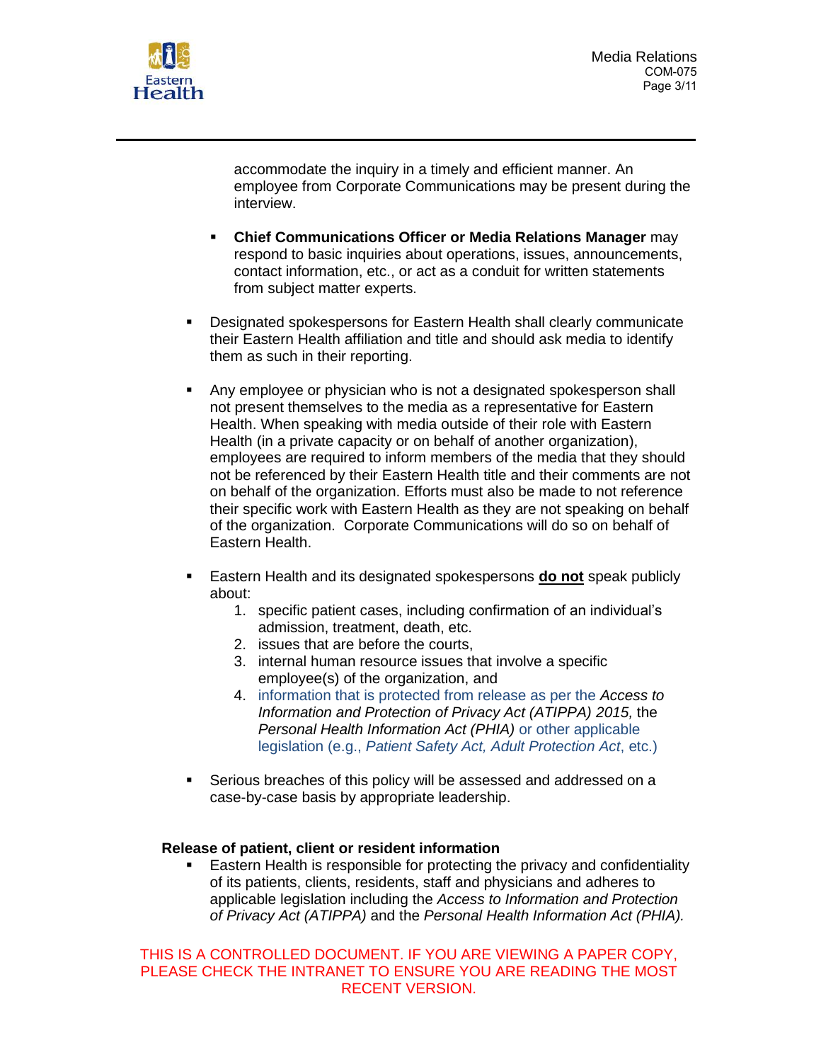accommodate the inquiry in a timely and efficient manner. An employee from Corporate Communications may be present during the interview.

  - **Chief Communications Officer or Media Relations Manager** may respond to basic inquiries about operations, issues, announcements, contact information, etc., or act as a conduit for written statements from subject matter experts.

- Designated spokespersons for Eastern Health shall clearly communicate their Eastern Health affiliation and title and should ask media to identify them as such in their reporting.

- Any employee or physician who is not a designated spokesperson shall not present themselves to the media as a representative for Eastern Health. When speaking with media outside of their role with Eastern Health (in a private capacity or on behalf of another organization), employees are required to inform members of the media that they should not be referenced by their Eastern Health title and their comments are not on behalf of the organization. Efforts must also be made to not reference their specific work with Eastern Health as they are not speaking on behalf of the organization. Corporate Communications will do so on behalf of Eastern Health.

- Eastern Health and its designated spokespersons **<u>do not</u>** speak publicly about:
  1. specific patient cases, including confirmation of an individual's admission, treatment, death, etc.
  2. issues that are before the courts,
  3. internal human resource issues that involve a specific employee(s) of the organization, and
  4. information that is protected from release as per the *Access to Information and Protection of Privacy Act (ATIPPA) 2015,* the *Personal Health Information Act (PHIA)* or other applicable legislation (e.g., *Patient Safety Act, Adult Protection Act*, etc.)

- Serious breaches of this policy will be assessed and addressed on a case-by-case basis by appropriate leadership.

**Release of patient, client or resident information**

- Eastern Health is responsible for protecting the privacy and confidentiality of its patients, clients, residents, staff and physicians and adheres to applicable legislation including the *Access to Information and Protection of Privacy Act (ATIPPA)* and the *Personal Health Information Act (PHIA).*

THIS IS A CONTROLLED DOCUMENT. IF YOU ARE VIEWING A PAPER COPY, PLEASE CHECK THE INTRANET TO ENSURE YOU ARE READING THE MOST RECENT VERSION.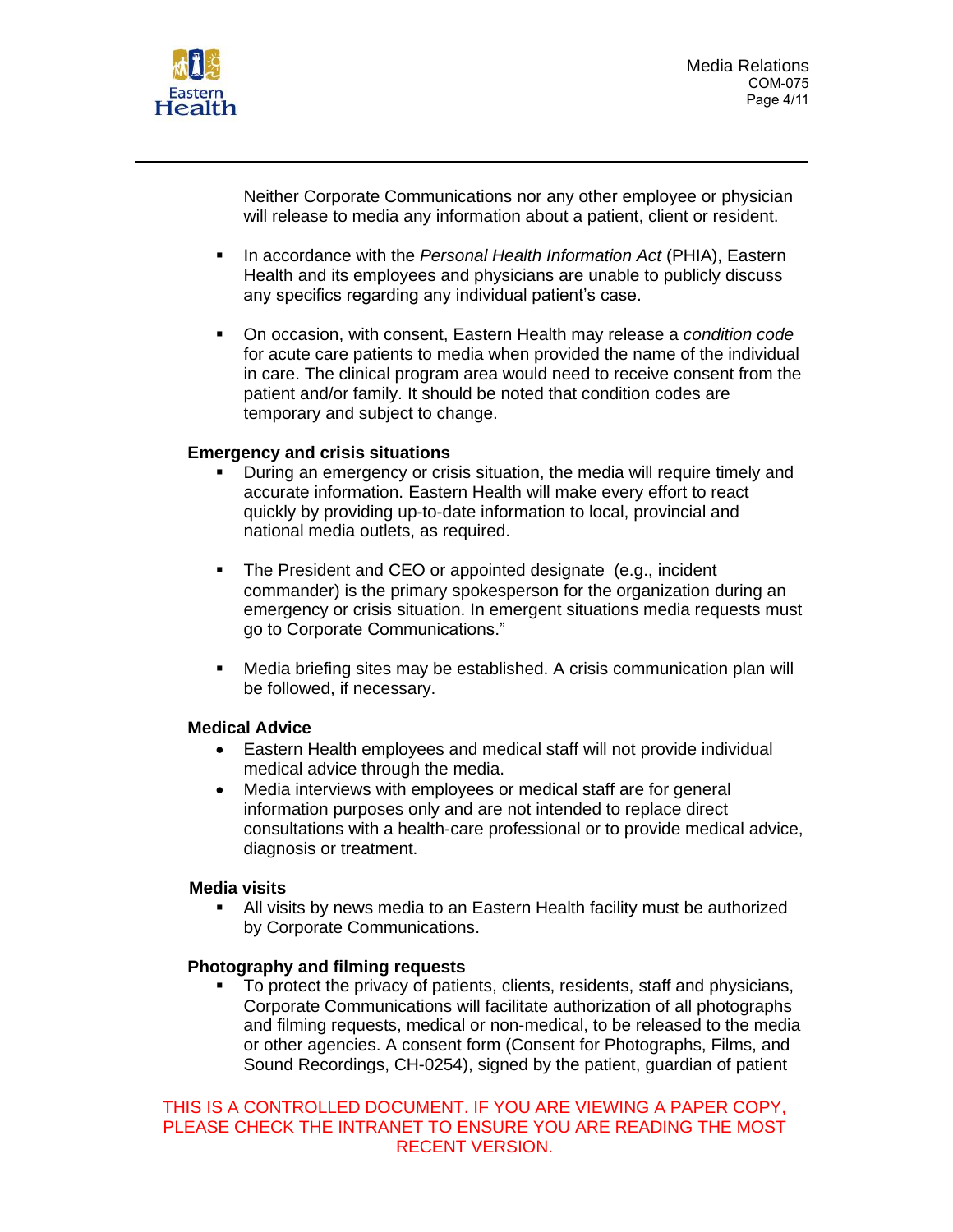Neither Corporate Communications nor any other employee or physician will release to media any information about a patient, client or resident.

- In accordance with the *Personal Health Information Act* (PHIA), Eastern Health and its employees and physicians are unable to publicly discuss any specifics regarding any individual patient's case.

- On occasion, with consent, Eastern Health may release a *condition code* for acute care patients to media when provided the name of the individual in care. The clinical program area would need to receive consent from the patient and/or family. It should be noted that condition codes are temporary and subject to change.

**Emergency and crisis situations**

- During an emergency or crisis situation, the media will require timely and accurate information. Eastern Health will make every effort to react quickly by providing up-to-date information to local, provincial and national media outlets, as required.

- The President and CEO or appointed designate (e.g., incident commander) is the primary spokesperson for the organization during an emergency or crisis situation. In emergent situations media requests must go to Corporate Communications."

- Media briefing sites may be established. A crisis communication plan will be followed, if necessary.

**Medical Advice**

- Eastern Health employees and medical staff will not provide individual medical advice through the media.
- Media interviews with employees or medical staff are for general information purposes only and are not intended to replace direct consultations with a health-care professional or to provide medical advice, diagnosis or treatment.

**Media visits**

- All visits by news media to an Eastern Health facility must be authorized by Corporate Communications.

**Photography and filming requests**

- To protect the privacy of patients, clients, residents, staff and physicians, Corporate Communications will facilitate authorization of all photographs and filming requests, medical or non-medical, to be released to the media or other agencies. A consent form (Consent for Photographs, Films, and Sound Recordings, CH-0254), signed by the patient, guardian of patient

THIS IS A CONTROLLED DOCUMENT. IF YOU ARE VIEWING A PAPER COPY, PLEASE CHECK THE INTRANET TO ENSURE YOU ARE READING THE MOST RECENT VERSION.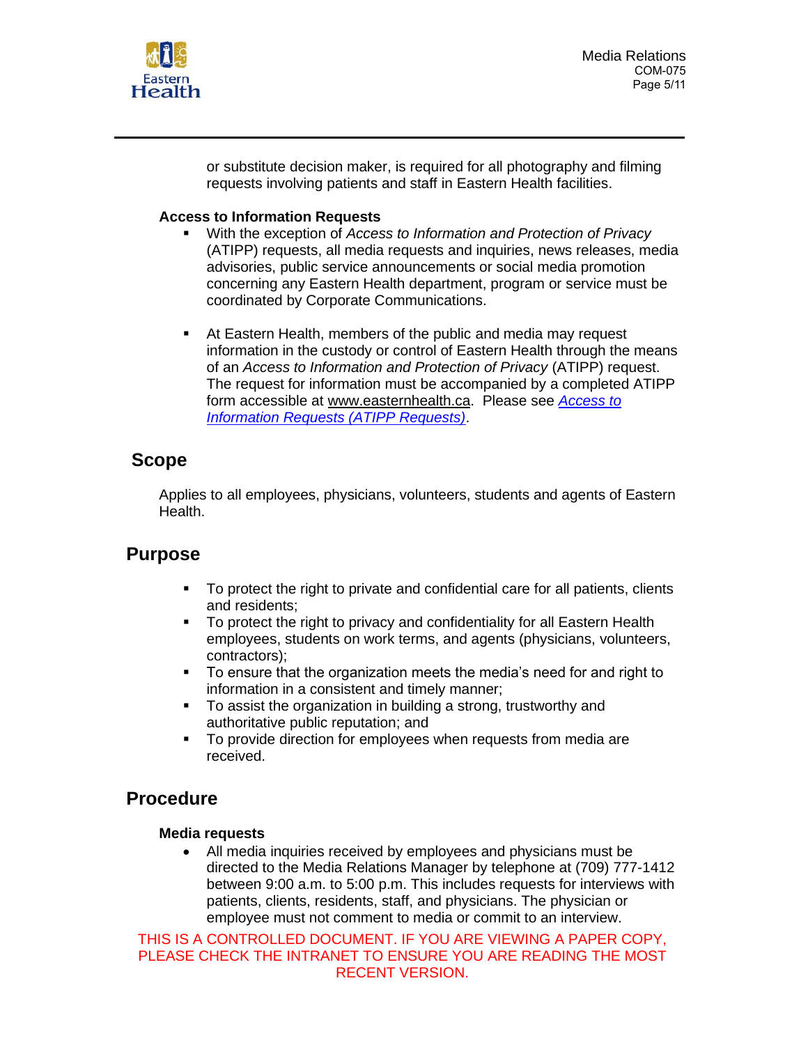or substitute decision maker, is required for all photography and filming requests involving patients and staff in Eastern Health facilities.

**Access to Information Requests**

- With the exception of *Access to Information and Protection of Privacy* (ATIPP) requests, all media requests and inquiries, news releases, media advisories, public service announcements or social media promotion concerning any Eastern Health department, program or service must be coordinated by Corporate Communications.

- At Eastern Health, members of the public and media may request information in the custody or control of Eastern Health through the means of an *Access to Information and Protection of Privacy* (ATIPP) request. The request for information must be accompanied by a completed ATIPP form accessible at www.easternhealth.ca. Please see *Access to Information Requests (ATIPP Requests)*.

## Scope

Applies to all employees, physicians, volunteers, students and agents of Eastern Health.

## Purpose

- To protect the right to private and confidential care for all patients, clients and residents;
- To protect the right to privacy and confidentiality for all Eastern Health employees, students on work terms, and agents (physicians, volunteers, contractors);
- To ensure that the organization meets the media's need for and right to information in a consistent and timely manner;
- To assist the organization in building a strong, trustworthy and authoritative public reputation; and
- To provide direction for employees when requests from media are received.

## Procedure

**Media requests**

- All media inquiries received by employees and physicians must be directed to the Media Relations Manager by telephone at (709) 777-1412 between 9:00 a.m. to 5:00 p.m. This includes requests for interviews with patients, clients, residents, staff, and physicians. The physician or employee must not comment to media or commit to an interview.

THIS IS A CONTROLLED DOCUMENT. IF YOU ARE VIEWING A PAPER COPY, PLEASE CHECK THE INTRANET TO ENSURE YOU ARE READING THE MOST RECENT VERSION.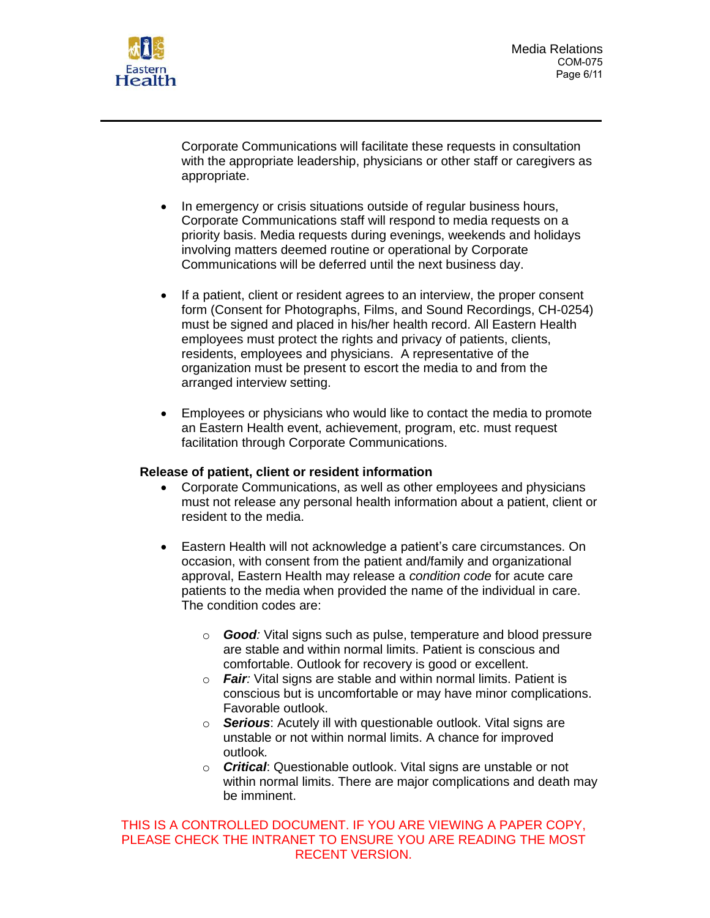Corporate Communications will facilitate these requests in consultation with the appropriate leadership, physicians or other staff or caregivers as appropriate.

- In emergency or crisis situations outside of regular business hours, Corporate Communications staff will respond to media requests on a priority basis. Media requests during evenings, weekends and holidays involving matters deemed routine or operational by Corporate Communications will be deferred until the next business day.

- If a patient, client or resident agrees to an interview, the proper consent form (Consent for Photographs, Films, and Sound Recordings, CH-0254) must be signed and placed in his/her health record. All Eastern Health employees must protect the rights and privacy of patients, clients, residents, employees and physicians. A representative of the organization must be present to escort the media to and from the arranged interview setting.

- Employees or physicians who would like to contact the media to promote an Eastern Health event, achievement, program, etc. must request facilitation through Corporate Communications.

**Release of patient, client or resident information**

- Corporate Communications, as well as other employees and physicians must not release any personal health information about a patient, client or resident to the media.

- Eastern Health will not acknowledge a patient's care circumstances. On occasion, with consent from the patient and/family and organizational approval, Eastern Health may release a *condition code* for acute care patients to the media when provided the name of the individual in care. The condition codes are:

    - ***Good:*** Vital signs such as pulse, temperature and blood pressure are stable and within normal limits. Patient is conscious and comfortable. Outlook for recovery is good or excellent.
    - ***Fair:*** Vital signs are stable and within normal limits. Patient is conscious but is uncomfortable or may have minor complications. Favorable outlook.
    - ***Serious***: Acutely ill with questionable outlook. Vital signs are unstable or not within normal limits. A chance for improved outlook.
    - ***Critical***: Questionable outlook. Vital signs are unstable or not within normal limits. There are major complications and death may be imminent.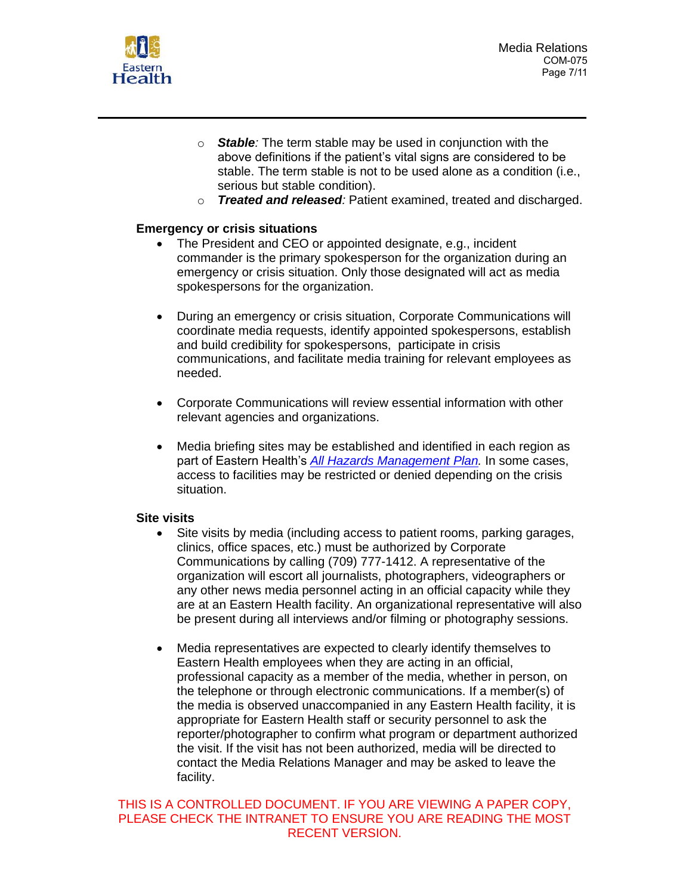- ***Stable**:* The term stable may be used in conjunction with the above definitions if the patient's vital signs are considered to be stable. The term stable is not to be used alone as a condition (i.e., serious but stable condition).
- ***Treated and released**:* Patient examined, treated and discharged.

**Emergency or crisis situations**

- The President and CEO or appointed designate, e.g., incident commander is the primary spokesperson for the organization during an emergency or crisis situation. Only those designated will act as media spokespersons for the organization.

- During an emergency or crisis situation, Corporate Communications will coordinate media requests, identify appointed spokespersons, establish and build credibility for spokespersons, participate in crisis communications, and facilitate media training for relevant employees as needed.

- Corporate Communications will review essential information with other relevant agencies and organizations.

- Media briefing sites may be established and identified in each region as part of Eastern Health's *All Hazards Management Plan.* In some cases, access to facilities may be restricted or denied depending on the crisis situation.

**Site visits**

- Site visits by media (including access to patient rooms, parking garages, clinics, office spaces, etc.) must be authorized by Corporate Communications by calling (709) 777-1412. A representative of the organization will escort all journalists, photographers, videographers or any other news media personnel acting in an official capacity while they are at an Eastern Health facility. An organizational representative will also be present during all interviews and/or filming or photography sessions.

- Media representatives are expected to clearly identify themselves to Eastern Health employees when they are acting in an official, professional capacity as a member of the media, whether in person, on the telephone or through electronic communications. If a member(s) of the media is observed unaccompanied in any Eastern Health facility, it is appropriate for Eastern Health staff or security personnel to ask the reporter/photographer to confirm what program or department authorized the visit. If the visit has not been authorized, media will be directed to contact the Media Relations Manager and may be asked to leave the facility.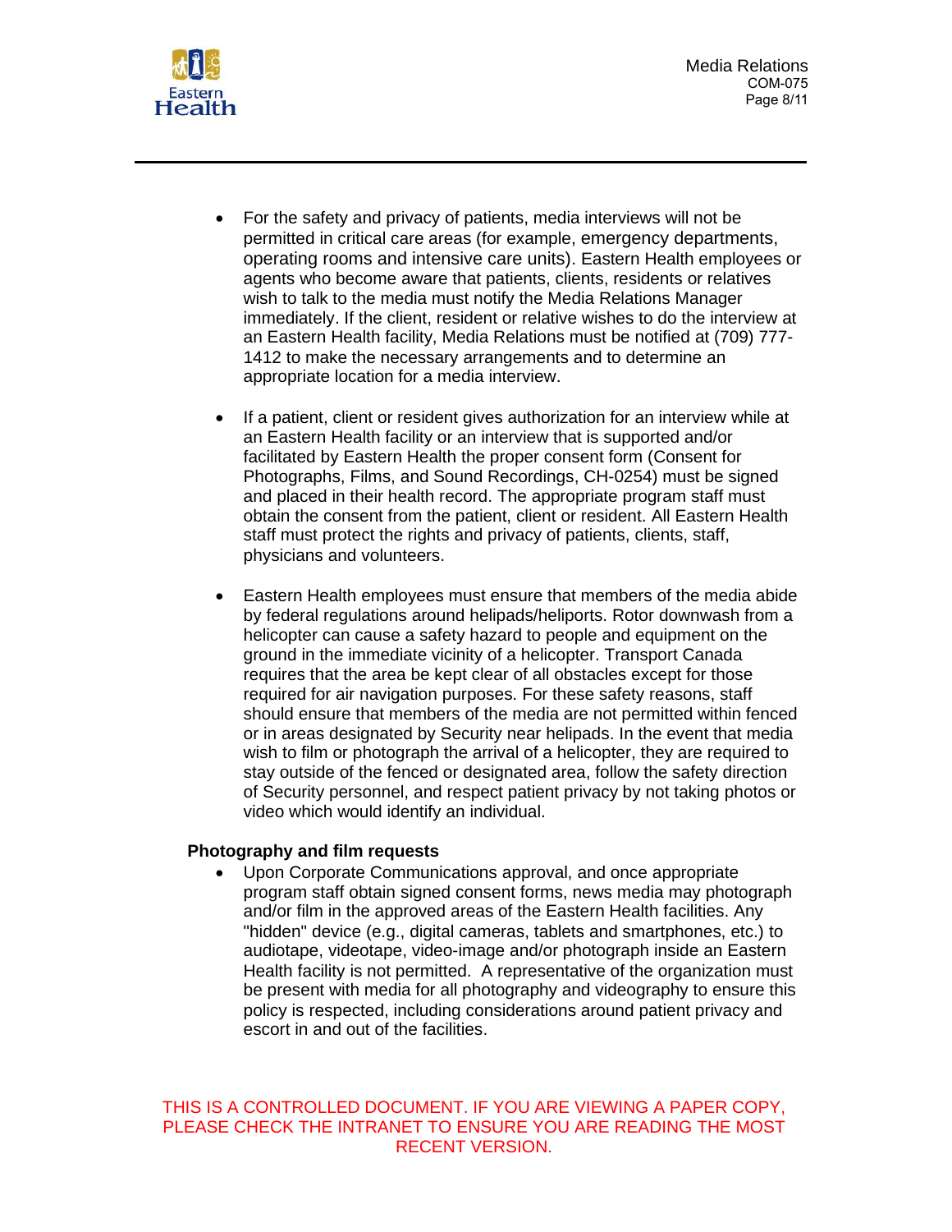- For the safety and privacy of patients, media interviews will not be permitted in critical care areas (for example, emergency departments, operating rooms and intensive care units). Eastern Health employees or agents who become aware that patients, clients, residents or relatives wish to talk to the media must notify the Media Relations Manager immediately. If the client, resident or relative wishes to do the interview at an Eastern Health facility, Media Relations must be notified at (709) 777-1412 to make the necessary arrangements and to determine an appropriate location for a media interview.

- If a patient, client or resident gives authorization for an interview while at an Eastern Health facility or an interview that is supported and/or facilitated by Eastern Health the proper consent form (Consent for Photographs, Films, and Sound Recordings, CH-0254) must be signed and placed in their health record. The appropriate program staff must obtain the consent from the patient, client or resident. All Eastern Health staff must protect the rights and privacy of patients, clients, staff, physicians and volunteers.

- Eastern Health employees must ensure that members of the media abide by federal regulations around helipads/heliports. Rotor downwash from a helicopter can cause a safety hazard to people and equipment on the ground in the immediate vicinity of a helicopter. Transport Canada requires that the area be kept clear of all obstacles except for those required for air navigation purposes. For these safety reasons, staff should ensure that members of the media are not permitted within fenced or in areas designated by Security near helipads. In the event that media wish to film or photograph the arrival of a helicopter, they are required to stay outside of the fenced or designated area, follow the safety direction of Security personnel, and respect patient privacy by not taking photos or video which would identify an individual.

**Photography and film requests**

- Upon Corporate Communications approval, and once appropriate program staff obtain signed consent forms, news media may photograph and/or film in the approved areas of the Eastern Health facilities. Any "hidden" device (e.g., digital cameras, tablets and smartphones, etc.) to audiotape, videotape, video-image and/or photograph inside an Eastern Health facility is not permitted. A representative of the organization must be present with media for all photography and videography to ensure this policy is respected, including considerations around patient privacy and escort in and out of the facilities.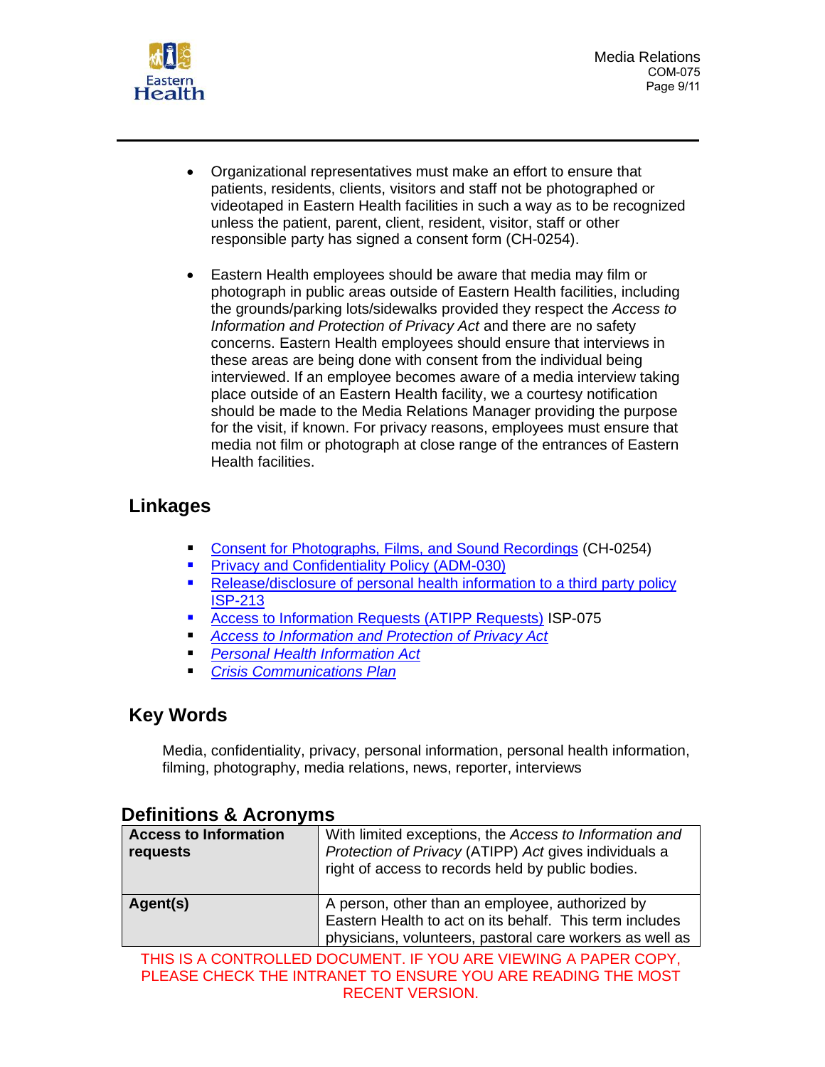- Organizational representatives must make an effort to ensure that patients, residents, clients, visitors and staff not be photographed or videotaped in Eastern Health facilities in such a way as to be recognized unless the patient, parent, client, resident, visitor, staff or other responsible party has signed a consent form (CH-0254).

- Eastern Health employees should be aware that media may film or photograph in public areas outside of Eastern Health facilities, including the grounds/parking lots/sidewalks provided they respect the *Access to Information and Protection of Privacy Act* and there are no safety concerns. Eastern Health employees should ensure that interviews in these areas are being done with consent from the individual being interviewed. If an employee becomes aware of a media interview taking place outside of an Eastern Health facility, we a courtesy notification should be made to the Media Relations Manager providing the purpose for the visit, if known. For privacy reasons, employees must ensure that media not film or photograph at close range of the entrances of Eastern Health facilities.

## Linkages

- Consent for Photographs, Films, and Sound Recordings (CH-0254)
- Privacy and Confidentiality Policy (ADM-030)
- Release/disclosure of personal health information to a third party policy ISP-213
- Access to Information Requests (ATIPP Requests) ISP-075
- *Access to Information and Protection of Privacy Act*
- *Personal Health Information Act*
- *Crisis Communications Plan*

## Key Words

Media, confidentiality, privacy, personal information, personal health information, filming, photography, media relations, news, reporter, interviews

## Definitions & Acronyms

| | |
|---|---|
| **Access to Information requests** | With limited exceptions, the *Access to Information and Protection of Privacy* (ATIPP) *Act* gives individuals a right of access to records held by public bodies. |
| **Agent(s)** | A person, other than an employee, authorized by Eastern Health to act on its behalf. This term includes physicians, volunteers, pastoral care workers as well as |

THIS IS A CONTROLLED DOCUMENT. IF YOU ARE VIEWING A PAPER COPY, PLEASE CHECK THE INTRANET TO ENSURE YOU ARE READING THE MOST RECENT VERSION.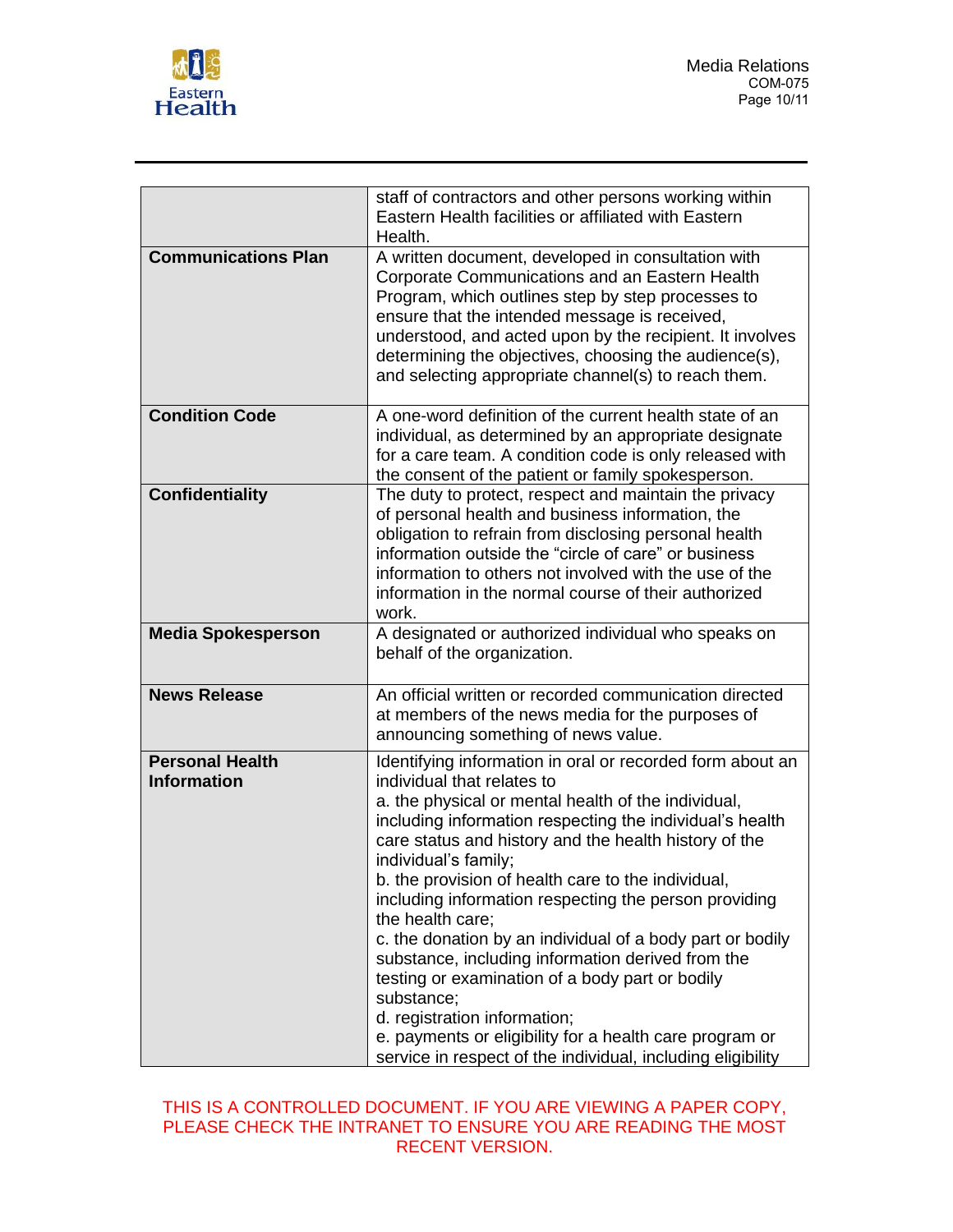| | |
|---|---|
| | staff of contractors and other persons working within Eastern Health facilities or affiliated with Eastern Health. |
| **Communications Plan** | A written document, developed in consultation with Corporate Communications and an Eastern Health Program, which outlines step by step processes to ensure that the intended message is received, understood, and acted upon by the recipient. It involves determining the objectives, choosing the audience(s), and selecting appropriate channel(s) to reach them. |
| **Condition Code** | A one-word definition of the current health state of an individual, as determined by an appropriate designate for a care team. A condition code is only released with the consent of the patient or family spokesperson. |
| **Confidentiality** | The duty to protect, respect and maintain the privacy of personal health and business information, the obligation to refrain from disclosing personal health information outside the "circle of care" or business information to others not involved with the use of the information in the normal course of their authorized work. |
| **Media Spokesperson** | A designated or authorized individual who speaks on behalf of the organization. |
| **News Release** | An official written or recorded communication directed at members of the news media for the purposes of announcing something of news value. |
| **Personal Health Information** | Identifying information in oral or recorded form about an individual that relates to<br>a. the physical or mental health of the individual, including information respecting the individual's health care status and history and the health history of the individual's family;<br>b. the provision of health care to the individual, including information respecting the person providing the health care;<br>c. the donation by an individual of a body part or bodily substance, including information derived from the testing or examination of a body part or bodily substance;<br>d. registration information;<br>e. payments or eligibility for a health care program or service in respect of the individual, including eligibility |

THIS IS A CONTROLLED DOCUMENT. IF YOU ARE VIEWING A PAPER COPY, PLEASE CHECK THE INTRANET TO ENSURE YOU ARE READING THE MOST RECENT VERSION.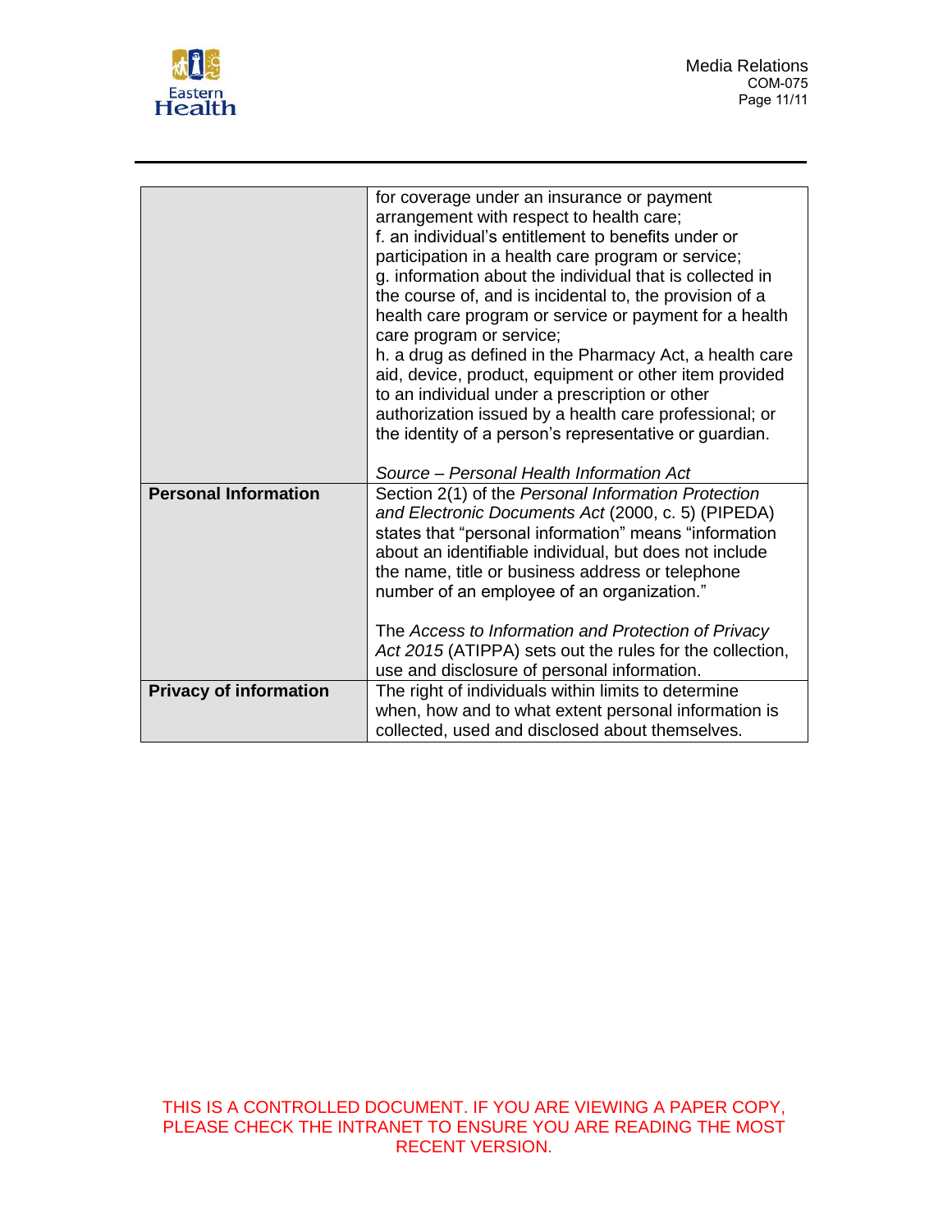| | |
|---|---|
| | for coverage under an insurance or payment arrangement with respect to health care;<br>f. an individual's entitlement to benefits under or participation in a health care program or service;<br>g. information about the individual that is collected in the course of, and is incidental to, the provision of a health care program or service or payment for a health care program or service;<br>h. a drug as defined in the Pharmacy Act, a health care aid, device, product, equipment or other item provided to an individual under a prescription or other authorization issued by a health care professional; or the identity of a person's representative or guardian.<br><br>*Source – Personal Health Information Act* |
| **Personal Information** | Section 2(1) of the *Personal Information Protection and Electronic Documents Act* (2000, c. 5) (PIPEDA) states that "personal information" means "information about an identifiable individual, but does not include the name, title or business address or telephone number of an employee of an organization."<br><br>The *Access to Information and Protection of Privacy Act 2015* (ATIPPA) sets out the rules for the collection, use and disclosure of personal information. |
| **Privacy of information** | The right of individuals within limits to determine when, how and to what extent personal information is collected, used and disclosed about themselves. |

THIS IS A CONTROLLED DOCUMENT. IF YOU ARE VIEWING A PAPER COPY, PLEASE CHECK THE INTRANET TO ENSURE YOU ARE READING THE MOST RECENT VERSION.